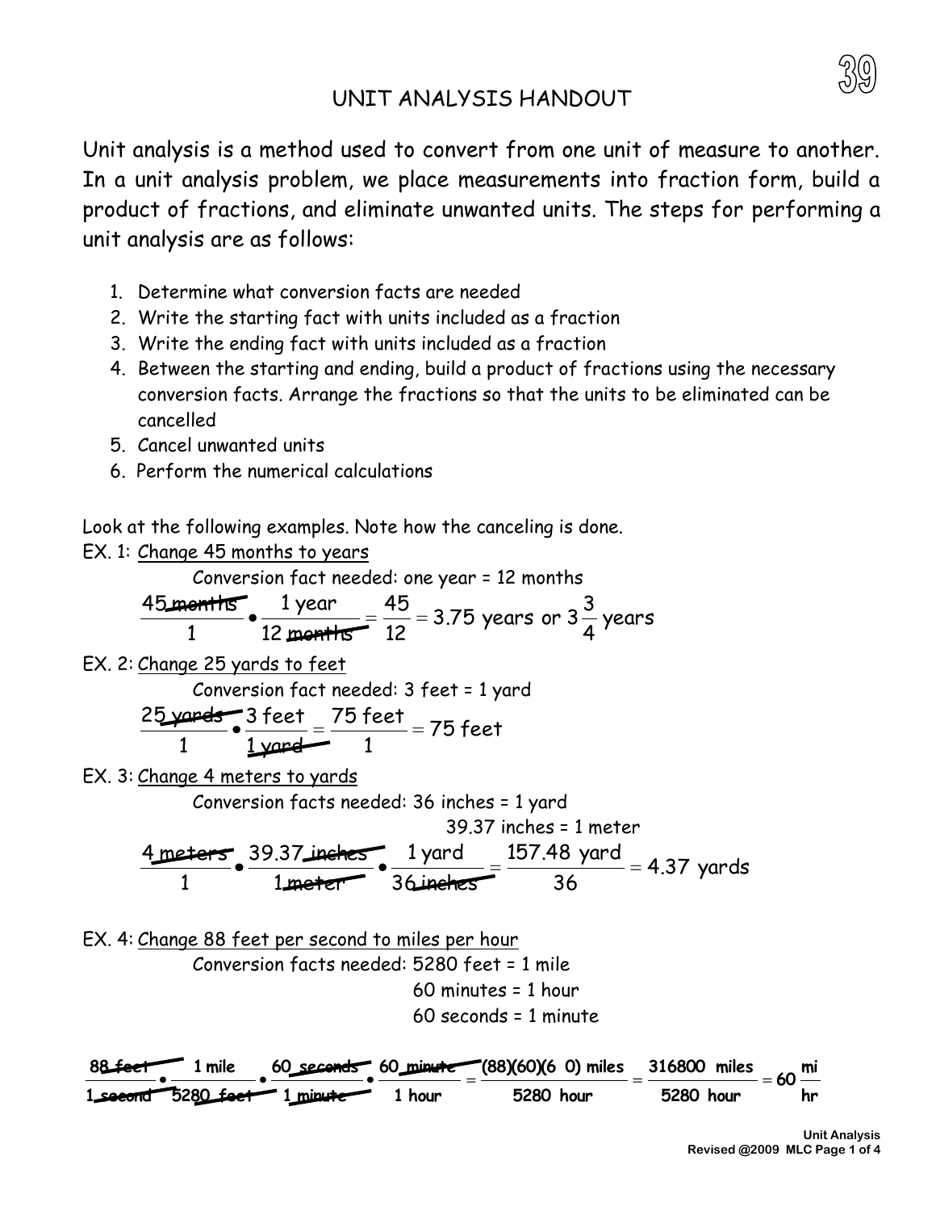# UNIT ANALYSIS HANDOUT

Unit analysis is a method used to convert from one unit of measure to another. In a unit analysis problem, we place measurements into fraction form, build a product of fractions, and eliminate unwanted units. The steps for performing a unit analysis are as follows:

1. Determine what conversion facts are needed
2. Write the starting fact with units included as a fraction
3. Write the ending fact with units included as a fraction
4. Between the starting and ending, build a product of fractions using the necessary conversion facts. Arrange the fractions so that the units to be eliminated can be cancelled
5. Cancel unwanted units
6. Perform the numerical calculations

Look at the following examples. Note how the canceling is done.

EX. 1: Change 45 months to years

Conversion fact needed: one year = 12 months

$$\frac{45 \text{ months}}{1} \bullet \frac{1 \text{ year}}{12 \text{ months}} = \frac{45}{12} = 3.75 \text{ years or } 3\frac{3}{4} \text{ years}$$

EX. 2: Change 25 yards to feet

Conversion fact needed: 3 feet = 1 yard

$$\frac{25 \text{ yards}}{1} \bullet \frac{3 \text{ feet}}{1 \text{ yard}} = \frac{75 \text{ feet}}{1} = 75 \text{ feet}$$

EX. 3: Change 4 meters to yards

Conversion facts needed: 36 inches = 1 yard

39.37 inches = 1 meter

$$\frac{4 \text{ meters}}{1} \bullet \frac{39.37 \text{ inches}}{1 \text{ meter}} \bullet \frac{1 \text{ yard}}{36 \text{ inches}} = \frac{157.48 \text{ yard}}{36} = 4.37 \text{ yards}$$

EX. 4: Change 88 feet per second to miles per hour

Conversion facts needed: 5280 feet = 1 mile

60 minutes = 1 hour

60 seconds = 1 minute

$$\frac{88 \text{ feet}}{1 \text{ second}} \bullet \frac{1 \text{ mile}}{5280 \text{ feet}} \bullet \frac{60 \text{ seconds}}{1 \text{ minute}} \bullet \frac{60 \text{ minute}}{1 \text{ hour}} = \frac{(88)(60)(60) \text{ miles}}{5280 \text{ hour}} = \frac{316800 \text{ miles}}{5280 \text{ hour}} = 60 \frac{\text{mi}}{\text{hr}}$$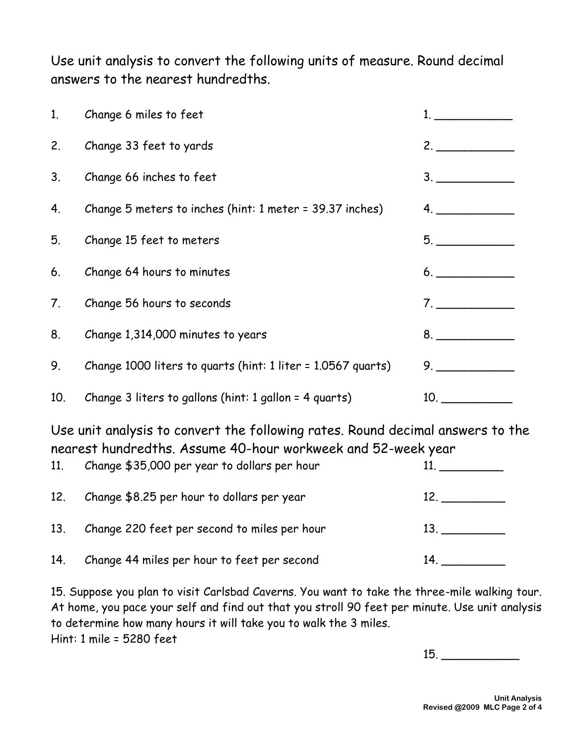Use unit analysis to convert the following units of measure. Round decimal answers to the nearest hundredths.

1. Change 6 miles to feet — 1. ___________
2. Change 33 feet to yards — 2. ___________
3. Change 66 inches to feet — 3. ___________
4. Change 5 meters to inches (hint: 1 meter = 39.37 inches) — 4. ___________
5. Change 15 feet to meters — 5. ___________
6. Change 64 hours to minutes — 6. ___________
7. Change 56 hours to seconds — 7. ___________
8. Change 1,314,000 minutes to years — 8. ___________
9. Change 1000 liters to quarts (hint: 1 liter = 1.0567 quarts) — 9. ___________
10. Change 3 liters to gallons (hint: 1 gallon = 4 quarts) — 10. ___________

Use unit analysis to convert the following rates. Round decimal answers to the nearest hundredths. Assume 40-hour workweek and 52-week year

11. Change $35,000 per year to dollars per hour — 11. _________
12. Change $8.25 per hour to dollars per year — 12. _________
13. Change 220 feet per second to miles per hour — 13. _________
14. Change 44 miles per hour to feet per second — 14. _________

15. Suppose you plan to visit Carlsbad Caverns. You want to take the three-mile walking tour. At home, you pace your self and find out that you stroll 90 feet per minute. Use unit analysis to determine how many hours it will take you to walk the 3 miles.
Hint: 1 mile = 5280 feet

15. ___________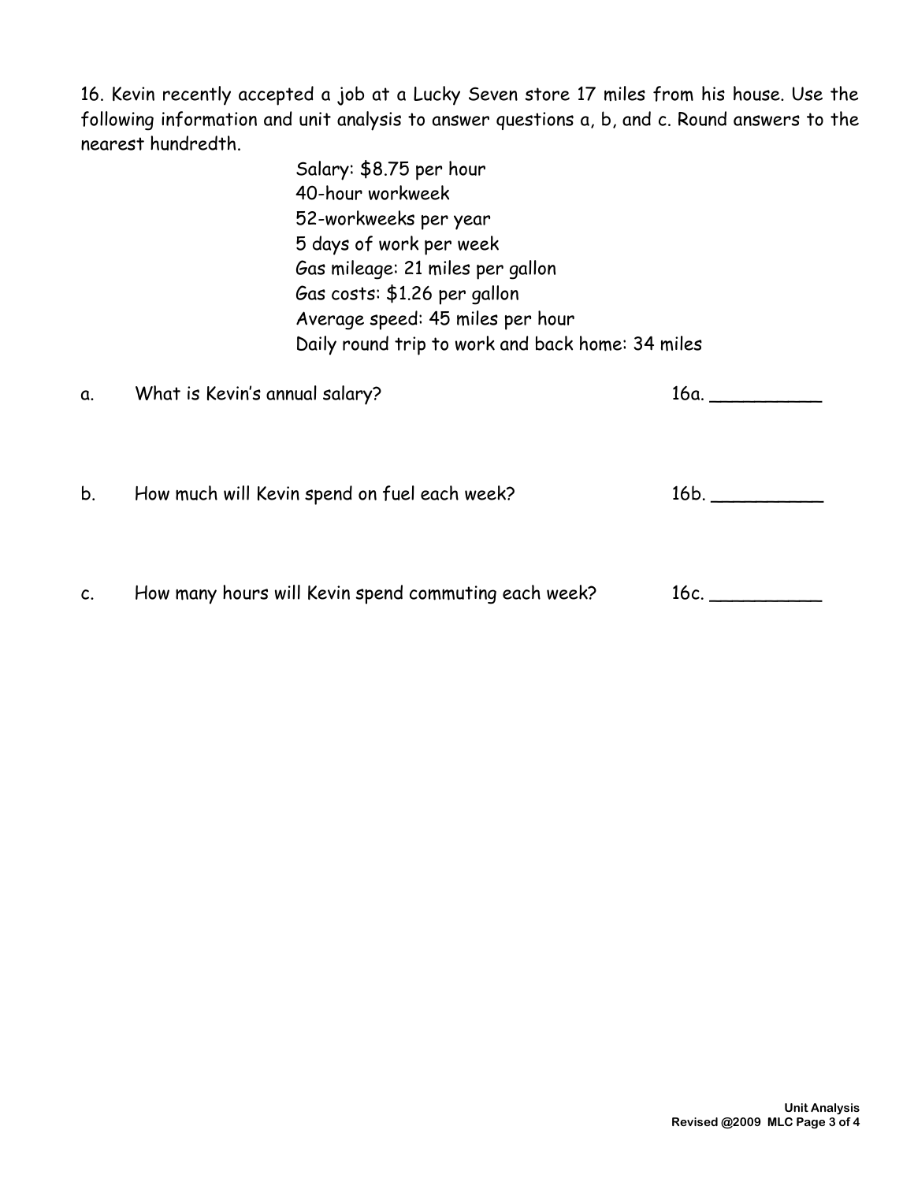16. Kevin recently accepted a job at a Lucky Seven store 17 miles from his house. Use the following information and unit analysis to answer questions a, b, and c. Round answers to the nearest hundredth.

Salary: $8.75 per hour
40-hour workweek
52-workweeks per year
5 days of work per week
Gas mileage: 21 miles per gallon
Gas costs: $1.26 per gallon
Average speed: 45 miles per hour
Daily round trip to work and back home: 34 miles

a. What is Kevin's annual salary? 16a. ___________

b. How much will Kevin spend on fuel each week? 16b. ___________

c. How many hours will Kevin spend commuting each week? 16c. ___________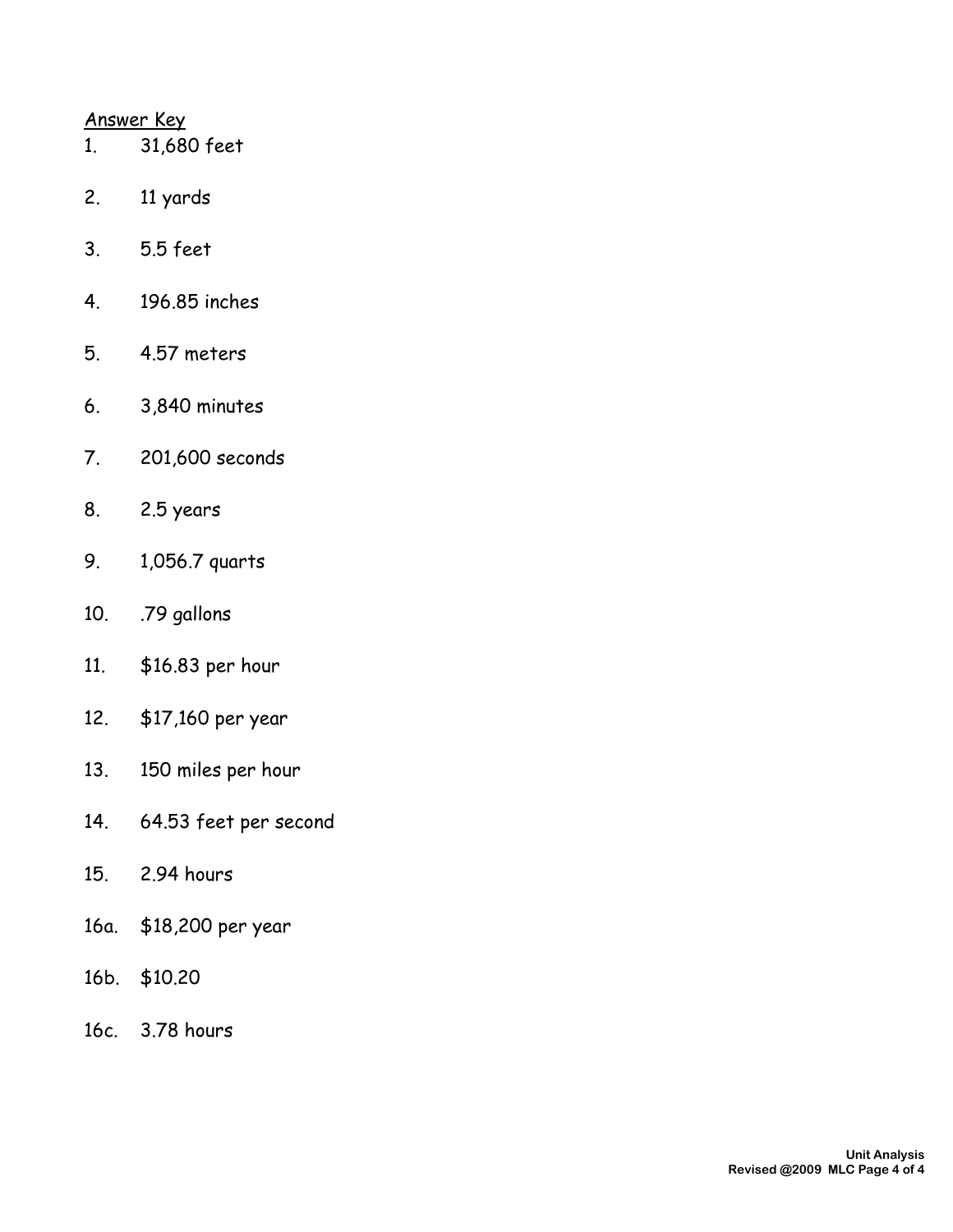Answer Key

1. 31,680 feet
2. 11 yards
3. 5.5 feet
4. 196.85 inches
5. 4.57 meters
6. 3,840 minutes
7. 201,600 seconds
8. 2.5 years
9. 1,056.7 quarts
10. .79 gallons
11. $16.83 per hour
12. $17,160 per year
13. 150 miles per hour
14. 64.53 feet per second
15. 2.94 hours

16a. $18,200 per year

16b. $10.20

16c. 3.78 hours